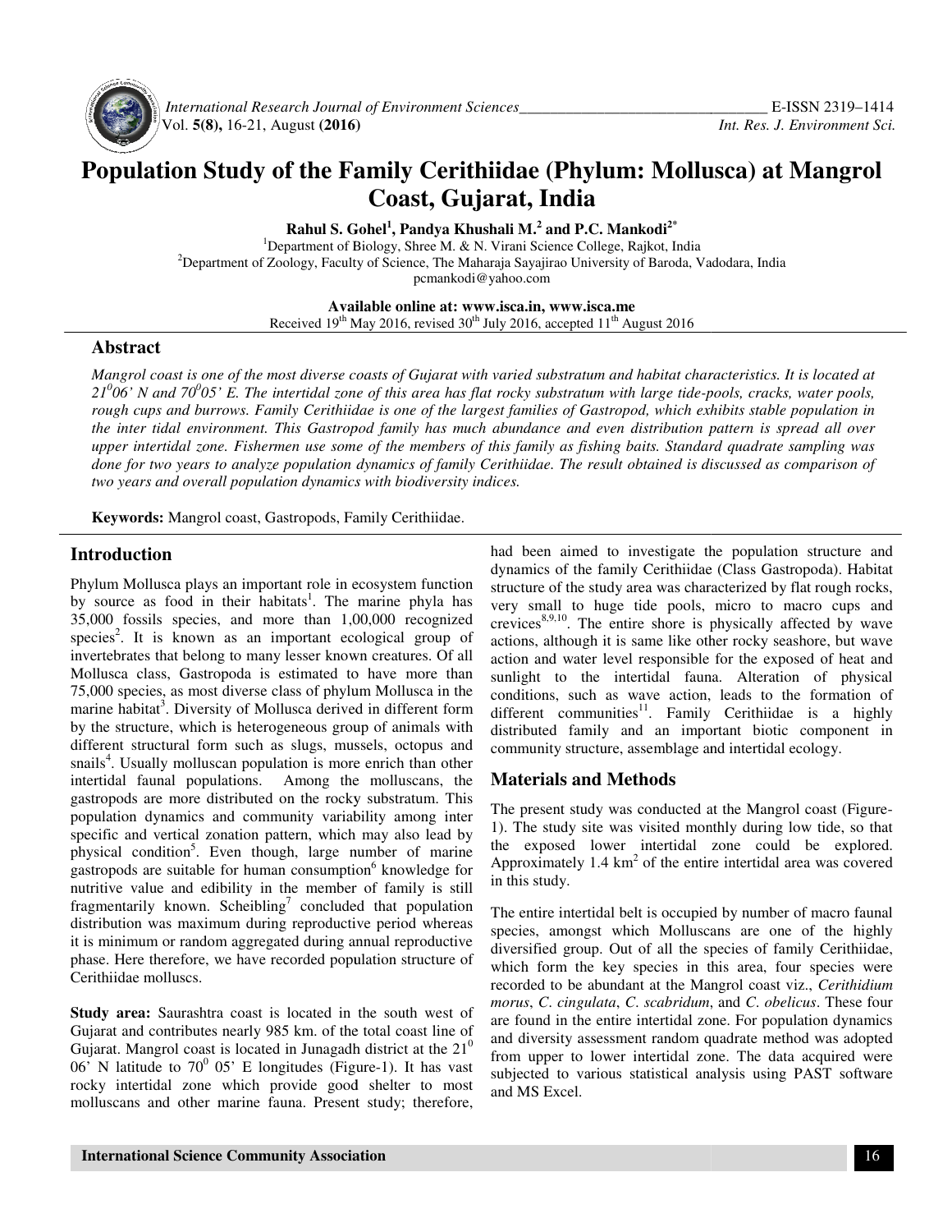# Population Study of the Family Cerithiidae (Phylum: Mollusca) at Mangrol Coast, Gujarat, India

**Rahul S. Gohel[1], Pandya Khushali M.[2] and P.C. Mankodi[2*]**

[1]Department of Biology, Shree M. & N. Virani Science College, Rajkot, India
[2]Department of Zoology, Faculty of Science, The Maharaja Sayajirao University of Baroda, Vadodara, India
pcmankodi@yahoo.com

**Available online at: www.isca.in, www.isca.me**
Received 19th May 2016, revised 30th July 2016, accepted 11th August 2016

## Abstract

*Mangrol coast is one of the most diverse coasts of Gujarat with varied substratum and habitat characteristics. It is located at 21⁰06' N and 70⁰05' E. The intertidal zone of this area has flat rocky substratum with large tide-pools, cracks, water pools, rough cups and burrows. Family Cerithiidae is one of the largest families of Gastropod, which exhibits stable population in the inter tidal environment. This Gastropod family has much abundance and even distribution pattern is spread all over upper intertidal zone. Fishermen use some of the members of this family as fishing baits. Standard quadrate sampling was done for two years to analyze population dynamics of family Cerithiidae. The result obtained is discussed as comparison of two years and overall population dynamics with biodiversity indices.*

**Keywords:** Mangrol coast, Gastropods, Family Cerithiidae.

## Introduction

Phylum Mollusca plays an important role in ecosystem function by source as food in their habitats[1]. The marine phyla has 35,000 fossils species, and more than 1,00,000 recognized species[2]. It is known as an important ecological group of invertebrates that belong to many lesser known creatures. Of all Mollusca class, Gastropoda is estimated to have more than 75,000 species, as most diverse class of phylum Mollusca in the marine habitat[3]. Diversity of Mollusca derived in different form by the structure, which is heterogeneous group of animals with different structural form such as slugs, mussels, octopus and snails[4]. Usually molluscan population is more enrich than other intertidal faunal populations. Among the molluscans, the gastropods are more distributed on the rocky substratum. This population dynamics and community variability among inter specific and vertical zonation pattern, which may also lead by physical condition[5]. Even though, large number of marine gastropods are suitable for human consumption[6] knowledge for nutritive value and edibility in the member of family is still fragmentarily known. Scheibling[7] concluded that population distribution was maximum during reproductive period whereas it is minimum or random aggregated during annual reproductive phase. Here therefore, we have recorded population structure of Cerithiidae molluscs.

**Study area:** Saurashtra coast is located in the south west of Gujarat and contributes nearly 985 km. of the total coast line of Gujarat. Mangrol coast is located in Junagadh district at the 21⁰ 06' N latitude to 70⁰ 05' E longitudes (Figure-1). It has vast rocky intertidal zone which provide good shelter to most molluscans and other marine fauna. Present study; therefore, had been aimed to investigate the population structure and dynamics of the family Cerithiidae (Class Gastropoda). Habitat structure of the study area was characterized by flat rough rocks, very small to huge tide pools, micro to macro cups and crevices[8,9,10]. The entire shore is physically affected by wave actions, although it is same like other rocky seashore, but wave action and water level responsible for the exposed of heat and sunlight to the intertidal fauna. Alteration of physical conditions, such as wave action, leads to the formation of different communities[11]. Family Cerithiidae is a highly distributed family and an important biotic component in community structure, assemblage and intertidal ecology.

## Materials and Methods

The present study was conducted at the Mangrol coast (Figure-1). The study site was visited monthly during low tide, so that the exposed lower intertidal zone could be explored. Approximately 1.4 $km^2$ of the entire intertidal area was covered in this study.

The entire intertidal belt is occupied by number of macro faunal species, amongst which Molluscans are one of the highly diversified group. Out of all the species of family Cerithiidae, which form the key species in this area, four species were recorded to be abundant at the Mangrol coast viz., *Cerithidium morus*, *C. cingulata*, *C. scabridum*, and *C. obelicus*. These four are found in the entire intertidal zone. For population dynamics and diversity assessment random quadrate method was adopted from upper to lower intertidal zone. The data acquired were subjected to various statistical analysis using PAST software and MS Excel.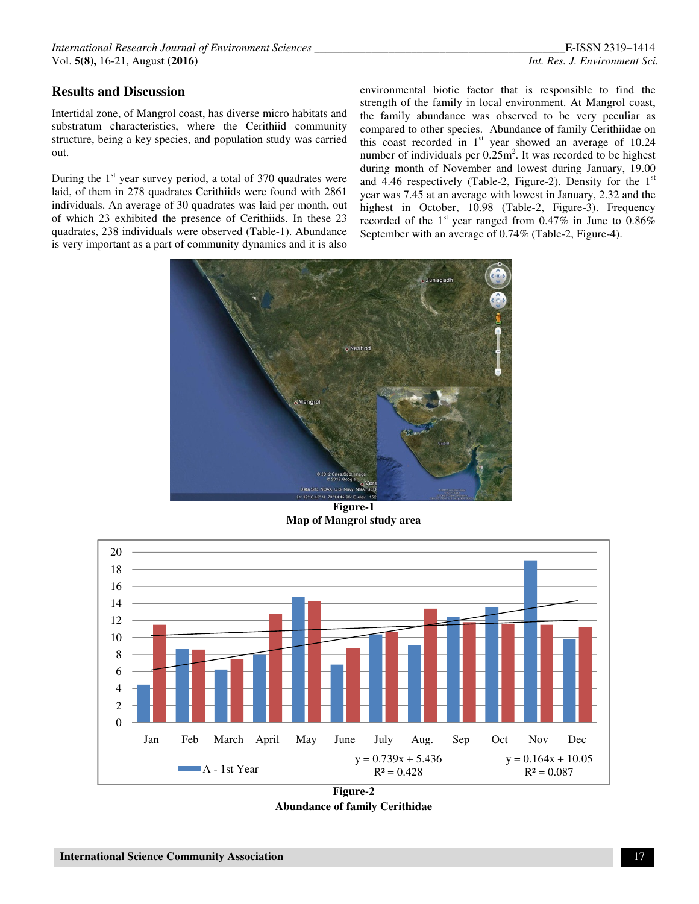## Results and Discussion

Intertidal zone, of Mangrol coast, has diverse micro habitats and substratum characteristics, where the Cerithiid community structure, being a key species, and population study was carried out.

During the 1st year survey period, a total of 370 quadrates were laid, of them in 278 quadrates Cerithiids were found with 2861 individuals. An average of 30 quadrates was laid per month, out of which 23 exhibited the presence of Cerithiids. In these 23 quadrates, 238 individuals were observed (Table-1). Abundance is very important as a part of community dynamics and it is also environmental biotic factor that is responsible to find the strength of the family in local environment. At Mangrol coast, the family abundance was observed to be very peculiar as compared to other species. Abundance of family Cerithiidae on this coast recorded in 1st year showed an average of 10.24 number of individuals per $0.25m^2$. It was recorded to be highest during month of November and lowest during January, 19.00 and 4.46 respectively (Table-2, Figure-2). Density for the 1st year was 7.45 at an average with lowest in January, 2.32 and the highest in October, 10.98 (Table-2, Figure-3). Frequency recorded of the 1st year ranged from 0.47% in June to 0.86% September with an average of 0.74% (Table-2, Figure-4).

**Figure-1**
**Map of Mangrol study area**

**Figure-2**
**Abundance of family Cerithidae**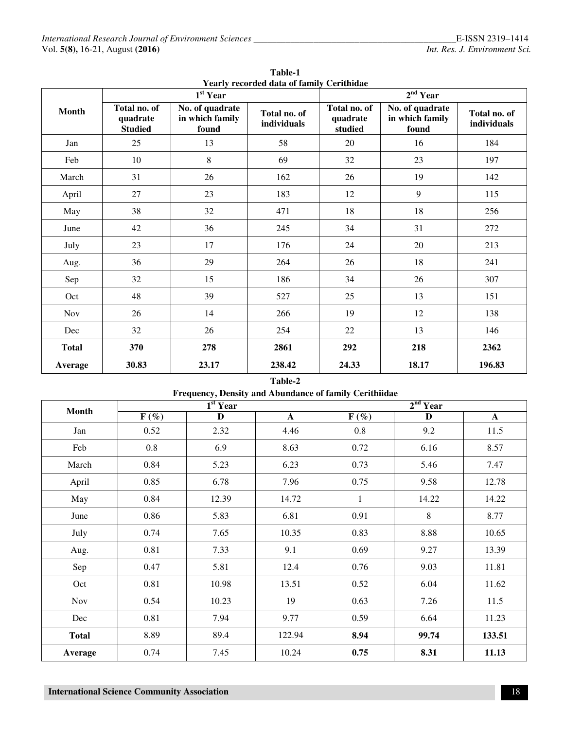**Table-1**
**Yearly recorded data of family Cerithidae**

| Month | 1st Year | | | 2nd Year | | |
|---|---|---|---|---|---|---|
| | Total no. of quadrate Studied | No. of quadrate in which family found | Total no. of individuals | Total no. of quadrate studied | No. of quadrate in which family found | Total no. of individuals |
| Jan | 25 | 13 | 58 | 20 | 16 | 184 |
| Feb | 10 | 8 | 69 | 32 | 23 | 197 |
| March | 31 | 26 | 162 | 26 | 19 | 142 |
| April | 27 | 23 | 183 | 12 | 9 | 115 |
| May | 38 | 32 | 471 | 18 | 18 | 256 |
| June | 42 | 36 | 245 | 34 | 31 | 272 |
| July | 23 | 17 | 176 | 24 | 20 | 213 |
| Aug. | 36 | 29 | 264 | 26 | 18 | 241 |
| Sep | 32 | 15 | 186 | 34 | 26 | 307 |
| Oct | 48 | 39 | 527 | 25 | 13 | 151 |
| Nov | 26 | 14 | 266 | 19 | 12 | 138 |
| Dec | 32 | 26 | 254 | 22 | 13 | 146 |
| **Total** | **370** | **278** | **2861** | **292** | **218** | **2362** |
| **Average** | **30.83** | **23.17** | **238.42** | **24.33** | **18.17** | **196.83** |

**Table-2**
**Frequency, Density and Abundance of family Cerithiidae**

| Month | 1st Year | | | 2nd Year | | |
|---|---|---|---|---|---|---|
| | F (%) | D | A | F (%) | D | A |
| Jan | 0.52 | 2.32 | 4.46 | 0.8 | 9.2 | 11.5 |
| Feb | 0.8 | 6.9 | 8.63 | 0.72 | 6.16 | 8.57 |
| March | 0.84 | 5.23 | 6.23 | 0.73 | 5.46 | 7.47 |
| April | 0.85 | 6.78 | 7.96 | 0.75 | 9.58 | 12.78 |
| May | 0.84 | 12.39 | 14.72 | 1 | 14.22 | 14.22 |
| June | 0.86 | 5.83 | 6.81 | 0.91 | 8 | 8.77 |
| July | 0.74 | 7.65 | 10.35 | 0.83 | 8.88 | 10.65 |
| Aug. | 0.81 | 7.33 | 9.1 | 0.69 | 9.27 | 13.39 |
| Sep | 0.47 | 5.81 | 12.4 | 0.76 | 9.03 | 11.81 |
| Oct | 0.81 | 10.98 | 13.51 | 0.52 | 6.04 | 11.62 |
| Nov | 0.54 | 10.23 | 19 | 0.63 | 7.26 | 11.5 |
| Dec | 0.81 | 7.94 | 9.77 | 0.59 | 6.64 | 11.23 |
| **Total** | 8.89 | 89.4 | 122.94 | **8.94** | **99.74** | **133.51** |
| **Average** | 0.74 | 7.45 | 10.24 | **0.75** | **8.31** | **11.13** |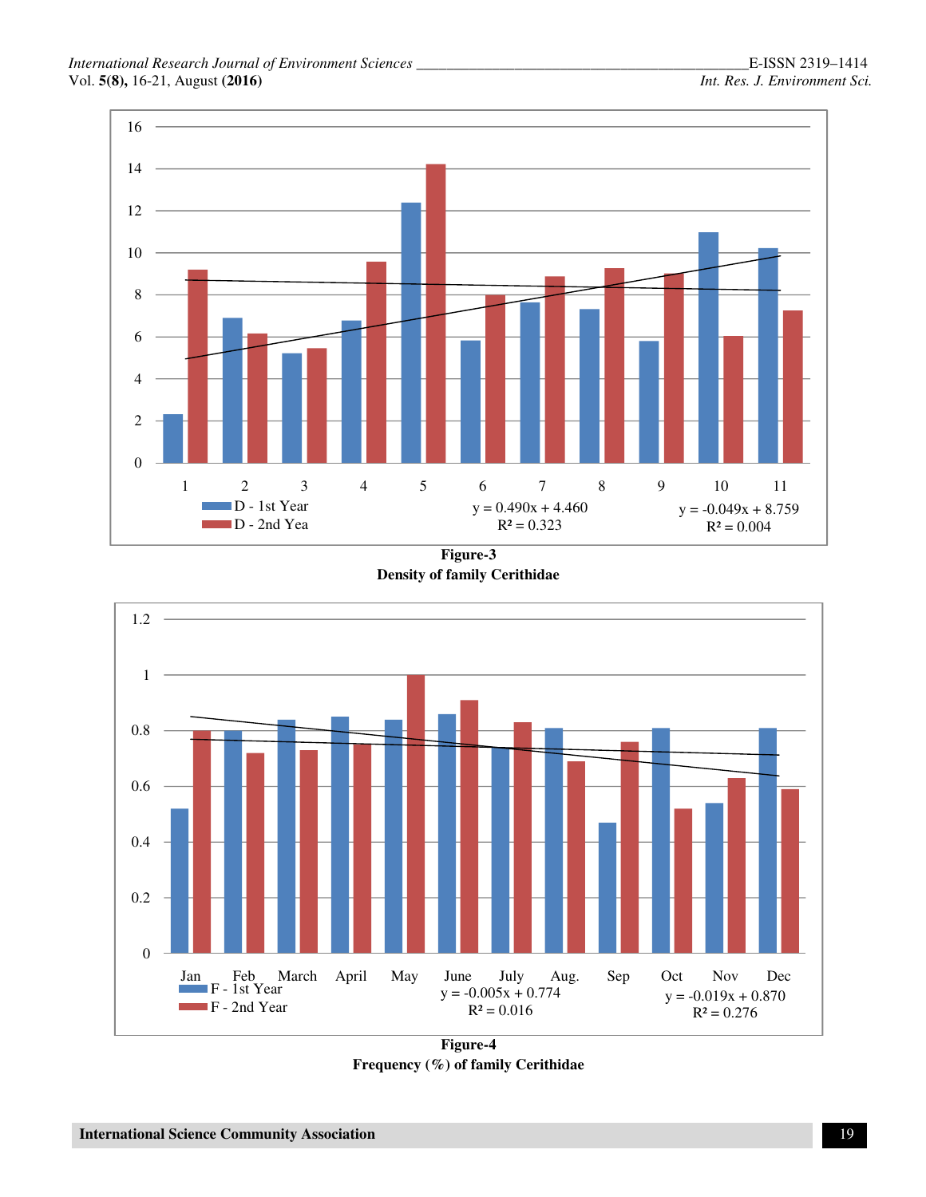**Figure-3**
**Density of family Cerithidae**

**Figure-4**
**Frequency (%) of family Cerithidae**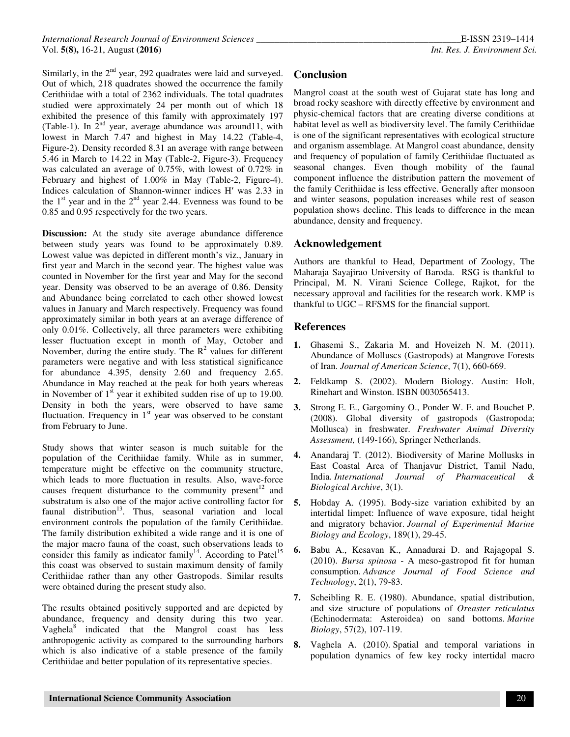Similarly, in the 2nd year, 292 quadrates were laid and surveyed. Out of which, 218 quadrates showed the occurrence the family Cerithiidae with a total of 2362 individuals. The total quadrates studied were approximately 24 per month out of which 18 exhibited the presence of this family with approximately 197 (Table-1). In 2nd year, average abundance was around11, with lowest in March 7.47 and highest in May 14.22 (Table-4, Figure-2). Density recorded 8.31 an average with range between 5.46 in March to 14.22 in May (Table-2, Figure-3). Frequency was calculated an average of 0.75%, with lowest of 0.72% in February and highest of 1.00% in May (Table-2, Figure-4). Indices calculation of Shannon-winner indices H′ was 2.33 in the 1st year and in the 2nd year 2.44. Evenness was found to be 0.85 and 0.95 respectively for the two years.

**Discussion:** At the study site average abundance difference between study years was found to be approximately 0.89. Lowest value was depicted in different month's viz., January in first year and March in the second year. The highest value was counted in November for the first year and May for the second year. Density was observed to be an average of 0.86. Density and Abundance being correlated to each other showed lowest values in January and March respectively. Frequency was found approximately similar in both years at an average difference of only 0.01%. Collectively, all three parameters were exhibiting lesser fluctuation except in month of May, October and November, during the entire study. The $R^2$ values for different parameters were negative and with less statistical significance for abundance 4.395, density 2.60 and frequency 2.65. Abundance in May reached at the peak for both years whereas in November of 1st year it exhibited sudden rise of up to 19.00. Density in both the years, were observed to have same fluctuation. Frequency in 1st year was observed to be constant from February to June.

Study shows that winter season is much suitable for the population of the Cerithiidae family. While as in summer, temperature might be effective on the community structure, which leads to more fluctuation in results. Also, wave-force causes frequent disturbance to the community present[12] and substratum is also one of the major active controlling factor for faunal distribution[13]. Thus, seasonal variation and local environment controls the population of the family Cerithiidae. The family distribution exhibited a wide range and it is one of the major macro fauna of the coast, such observations leads to consider this family as indicator family[14]. According to Patel[15] this coast was observed to sustain maximum density of family Cerithiidae rather than any other Gastropods. Similar results were obtained during the present study also.

The results obtained positively supported and are depicted by abundance, frequency and density during this two year. Vaghela[8] indicated that the Mangrol coast has less anthropogenic activity as compared to the surrounding harbors which is also indicative of a stable presence of the family Cerithiidae and better population of its representative species.

## Conclusion

Mangrol coast at the south west of Gujarat state has long and broad rocky seashore with directly effective by environment and physic-chemical factors that are creating diverse conditions at habitat level as well as biodiversity level. The family Cerithiidae is one of the significant representatives with ecological structure and organism assemblage. At Mangrol coast abundance, density and frequency of population of family Cerithiidae fluctuated as seasonal changes. Even though mobility of the faunal component influence the distribution pattern the movement of the family Cerithiidae is less effective. Generally after monsoon and winter seasons, population increases while rest of season population shows decline. This leads to difference in the mean abundance, density and frequency.

## Acknowledgement

Authors are thankful to Head, Department of Zoology, The Maharaja Sayajirao University of Baroda. RSG is thankful to Principal, M. N. Virani Science College, Rajkot, for the necessary approval and facilities for the research work. KMP is thankful to UGC – RFSMS for the financial support.

## References

1. Ghasemi S., Zakaria M. and Hoveizeh N. M. (2011). Abundance of Molluscs (Gastropods) at Mangrove Forests of Iran. *Journal of American Science*, 7(1), 660-669.
2. Feldkamp S. (2002). Modern Biology. Austin: Holt, Rinehart and Winston. ISBN 0030565413.
3. Strong E. E., Gargominy O., Ponder W. F. and Bouchet P. (2008). Global diversity of gastropods (Gastropoda; Mollusca) in freshwater. *Freshwater Animal Diversity Assessment,* (149-166), Springer Netherlands.
4. Anandaraj T. (2012). Biodiversity of Marine Mollusks in East Coastal Area of Thanjavur District, Tamil Nadu, India. *International Journal of Pharmaceutical & Biological Archive*, 3(1).
5. Hobday A. (1995). Body-size variation exhibited by an intertidal limpet: Influence of wave exposure, tidal height and migratory behavior. *Journal of Experimental Marine Biology and Ecology*, 189(1), 29-45.
6. Babu A., Kesavan K., Annadurai D. and Rajagopal S. (2010). *Bursa spinosa* - A meso-gastropod fit for human consumption. *Advance Journal of Food Science and Technology*, 2(1), 79-83.
7. Scheibling R. E. (1980). Abundance, spatial distribution, and size structure of populations of *Oreaster reticulatus* (Echinodermata: Asteroidea) on sand bottoms. *Marine Biology*, 57(2), 107-119.
8. Vaghela A. (2010). Spatial and temporal variations in population dynamics of few key rocky intertidal macro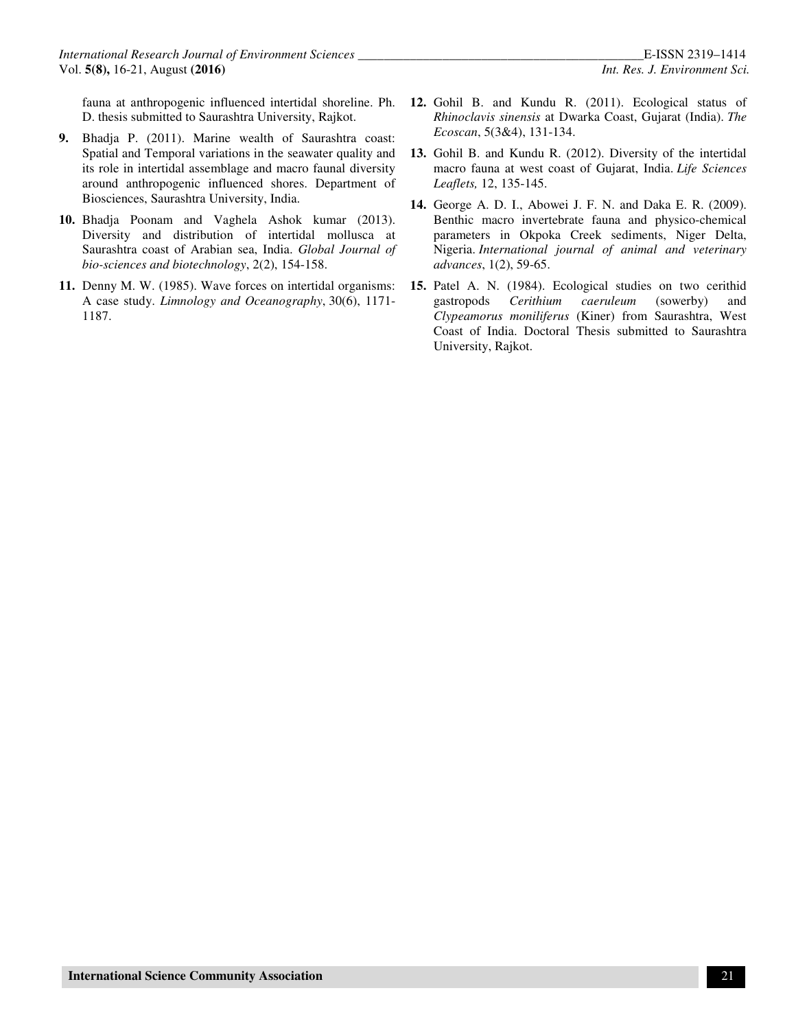fauna at anthropogenic influenced intertidal shoreline. Ph. D. thesis submitted to Saurashtra University, Rajkot.

**9.** Bhadja P. (2011). Marine wealth of Saurashtra coast: Spatial and Temporal variations in the seawater quality and its role in intertidal assemblage and macro faunal diversity around anthropogenic influenced shores. Department of Biosciences, Saurashtra University, India.

**10.** Bhadja Poonam and Vaghela Ashok kumar (2013). Diversity and distribution of intertidal mollusca at Saurashtra coast of Arabian sea, India. *Global Journal of bio-sciences and biotechnology*, 2(2), 154-158.

**11.** Denny M. W. (1985). Wave forces on intertidal organisms: A case study. *Limnology and Oceanography*, 30(6), 1171-1187.

**12.** Gohil B. and Kundu R. (2011). Ecological status of *Rhinoclavis sinensis* at Dwarka Coast, Gujarat (India). *The Ecoscan*, 5(3&4), 131-134.

**13.** Gohil B. and Kundu R. (2012). Diversity of the intertidal macro fauna at west coast of Gujarat, India. *Life Sciences Leaflets,* 12, 135-145.

**14.** George A. D. I., Abowei J. F. N. and Daka E. R. (2009). Benthic macro invertebrate fauna and physico-chemical parameters in Okpoka Creek sediments, Niger Delta, Nigeria. *International journal of animal and veterinary advances*, 1(2), 59-65.

**15.** Patel A. N. (1984). Ecological studies on two cerithid gastropods *Cerithium caeruleum* (sowerby) and *Clypeamorus moniliferus* (Kiner) from Saurashtra, West Coast of India. Doctoral Thesis submitted to Saurashtra University, Rajkot.